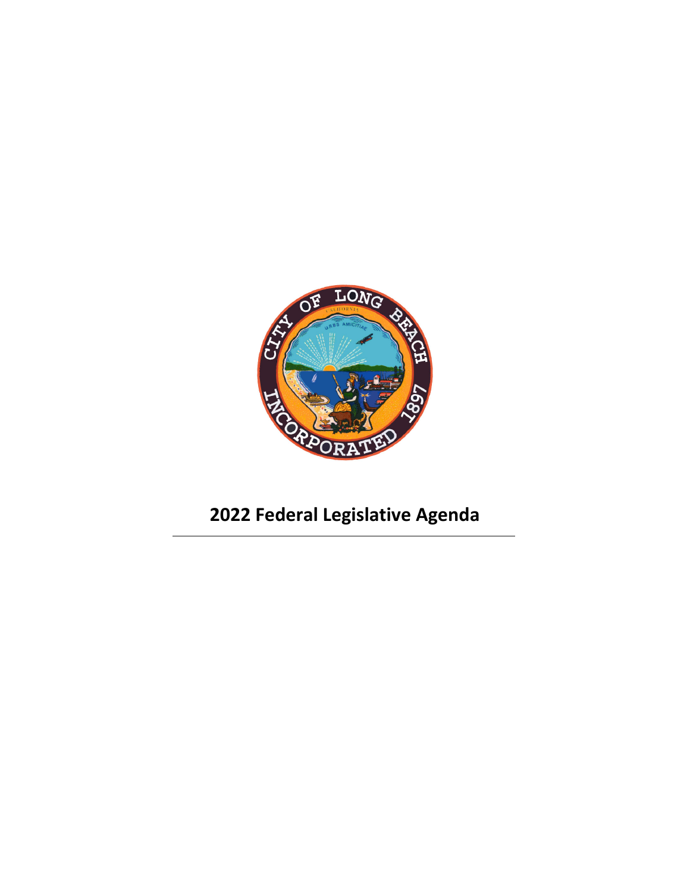# 2022 Federal Legislative Agenda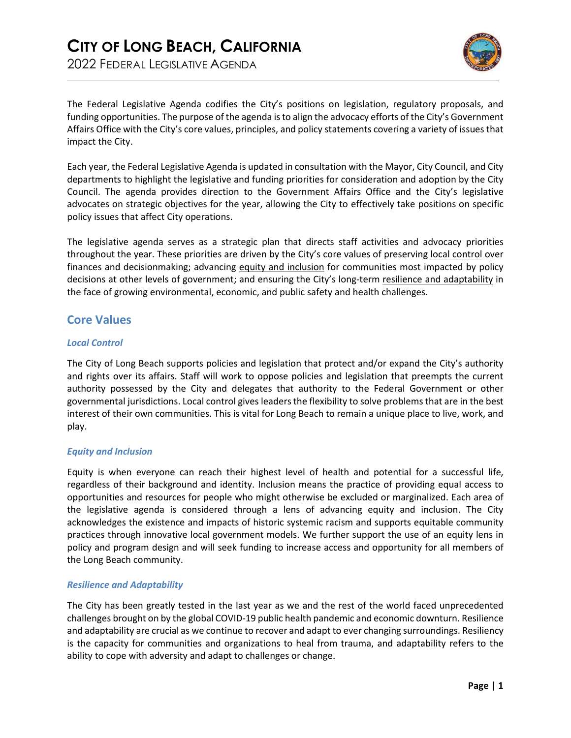The Federal Legislative Agenda codifies the City's positions on legislation, regulatory proposals, and funding opportunities. The purpose of the agenda is to align the advocacy efforts of the City's Government Affairs Office with the City's core values, principles, and policy statements covering a variety of issues that impact the City.

Each year, the Federal Legislative Agenda is updated in consultation with the Mayor, City Council, and City departments to highlight the legislative and funding priorities for consideration and adoption by the City Council. The agenda provides direction to the Government Affairs Office and the City's legislative advocates on strategic objectives for the year, allowing the City to effectively take positions on specific policy issues that affect City operations.

The legislative agenda serves as a strategic plan that directs staff activities and advocacy priorities throughout the year. These priorities are driven by the City's core values of preserving local control over finances and decisionmaking; advancing equity and inclusion for communities most impacted by policy decisions at other levels of government; and ensuring the City's long-term resilience and adaptability in the face of growing environmental, economic, and public safety and health challenges.

## Core Values

### *Local Control*

The City of Long Beach supports policies and legislation that protect and/or expand the City's authority and rights over its affairs. Staff will work to oppose policies and legislation that preempts the current authority possessed by the City and delegates that authority to the Federal Government or other governmental jurisdictions. Local control gives leaders the flexibility to solve problems that are in the best interest of their own communities. This is vital for Long Beach to remain a unique place to live, work, and play.

### *Equity and Inclusion*

Equity is when everyone can reach their highest level of health and potential for a successful life, regardless of their background and identity. Inclusion means the practice of providing equal access to opportunities and resources for people who might otherwise be excluded or marginalized. Each area of the legislative agenda is considered through a lens of advancing equity and inclusion. The City acknowledges the existence and impacts of historic systemic racism and supports equitable community practices through innovative local government models. We further support the use of an equity lens in policy and program design and will seek funding to increase access and opportunity for all members of the Long Beach community.

### *Resilience and Adaptability*

The City has been greatly tested in the last year as we and the rest of the world faced unprecedented challenges brought on by the global COVID-19 public health pandemic and economic downturn. Resilience and adaptability are crucial as we continue to recover and adapt to ever changing surroundings. Resiliency is the capacity for communities and organizations to heal from trauma, and adaptability refers to the ability to cope with adversity and adapt to challenges or change.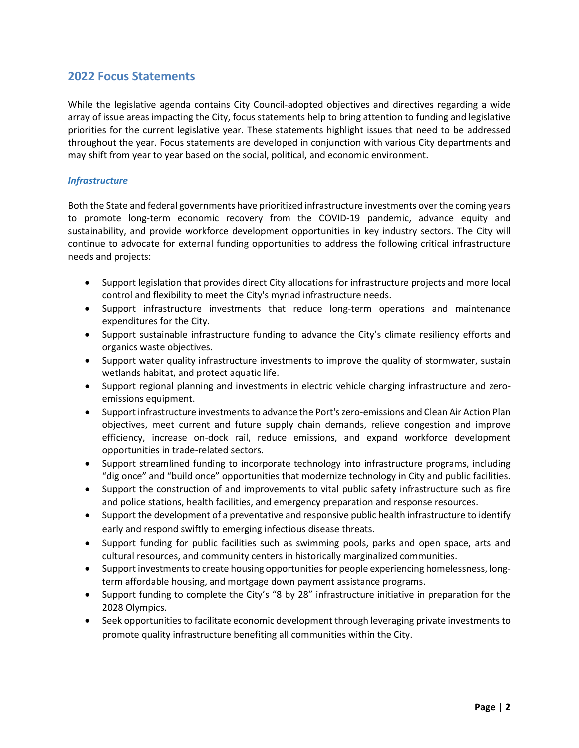## 2022 Focus Statements

While the legislative agenda contains City Council-adopted objectives and directives regarding a wide array of issue areas impacting the City, focus statements help to bring attention to funding and legislative priorities for the current legislative year. These statements highlight issues that need to be addressed throughout the year. Focus statements are developed in conjunction with various City departments and may shift from year to year based on the social, political, and economic environment.

### *Infrastructure*

Both the State and federal governments have prioritized infrastructure investments over the coming years to promote long-term economic recovery from the COVID-19 pandemic, advance equity and sustainability, and provide workforce development opportunities in key industry sectors. The City will continue to advocate for external funding opportunities to address the following critical infrastructure needs and projects:

- Support legislation that provides direct City allocations for infrastructure projects and more local control and flexibility to meet the City's myriad infrastructure needs.
- Support infrastructure investments that reduce long-term operations and maintenance expenditures for the City.
- Support sustainable infrastructure funding to advance the City's climate resiliency efforts and organics waste objectives.
- Support water quality infrastructure investments to improve the quality of stormwater, sustain wetlands habitat, and protect aquatic life.
- Support regional planning and investments in electric vehicle charging infrastructure and zero-emissions equipment.
- Support infrastructure investments to advance the Port's zero-emissions and Clean Air Action Plan objectives, meet current and future supply chain demands, relieve congestion and improve efficiency, increase on-dock rail, reduce emissions, and expand workforce development opportunities in trade-related sectors.
- Support streamlined funding to incorporate technology into infrastructure programs, including "dig once" and "build once" opportunities that modernize technology in City and public facilities.
- Support the construction of and improvements to vital public safety infrastructure such as fire and police stations, health facilities, and emergency preparation and response resources.
- Support the development of a preventative and responsive public health infrastructure to identify early and respond swiftly to emerging infectious disease threats.
- Support funding for public facilities such as swimming pools, parks and open space, arts and cultural resources, and community centers in historically marginalized communities.
- Support investments to create housing opportunities for people experiencing homelessness, long-term affordable housing, and mortgage down payment assistance programs.
- Support funding to complete the City's "8 by 28" infrastructure initiative in preparation for the 2028 Olympics.
- Seek opportunities to facilitate economic development through leveraging private investments to promote quality infrastructure benefiting all communities within the City.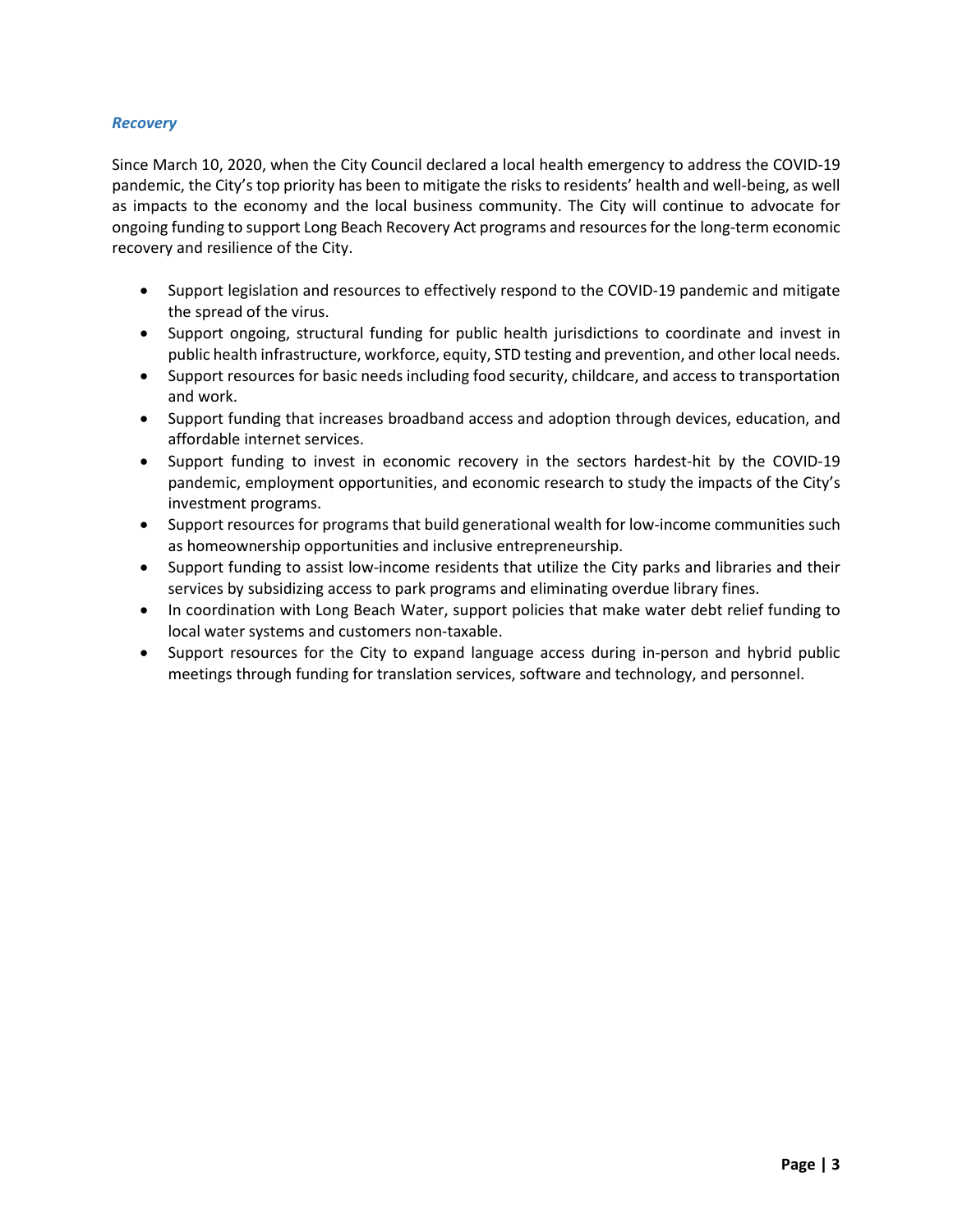### *Recovery*

Since March 10, 2020, when the City Council declared a local health emergency to address the COVID-19 pandemic, the City's top priority has been to mitigate the risks to residents' health and well-being, as well as impacts to the economy and the local business community. The City will continue to advocate for ongoing funding to support Long Beach Recovery Act programs and resources for the long-term economic recovery and resilience of the City.

- Support legislation and resources to effectively respond to the COVID-19 pandemic and mitigate the spread of the virus.
- Support ongoing, structural funding for public health jurisdictions to coordinate and invest in public health infrastructure, workforce, equity, STD testing and prevention, and other local needs.
- Support resources for basic needs including food security, childcare, and access to transportation and work.
- Support funding that increases broadband access and adoption through devices, education, and affordable internet services.
- Support funding to invest in economic recovery in the sectors hardest-hit by the COVID-19 pandemic, employment opportunities, and economic research to study the impacts of the City's investment programs.
- Support resources for programs that build generational wealth for low-income communities such as homeownership opportunities and inclusive entrepreneurship.
- Support funding to assist low-income residents that utilize the City parks and libraries and their services by subsidizing access to park programs and eliminating overdue library fines.
- In coordination with Long Beach Water, support policies that make water debt relief funding to local water systems and customers non-taxable.
- Support resources for the City to expand language access during in-person and hybrid public meetings through funding for translation services, software and technology, and personnel.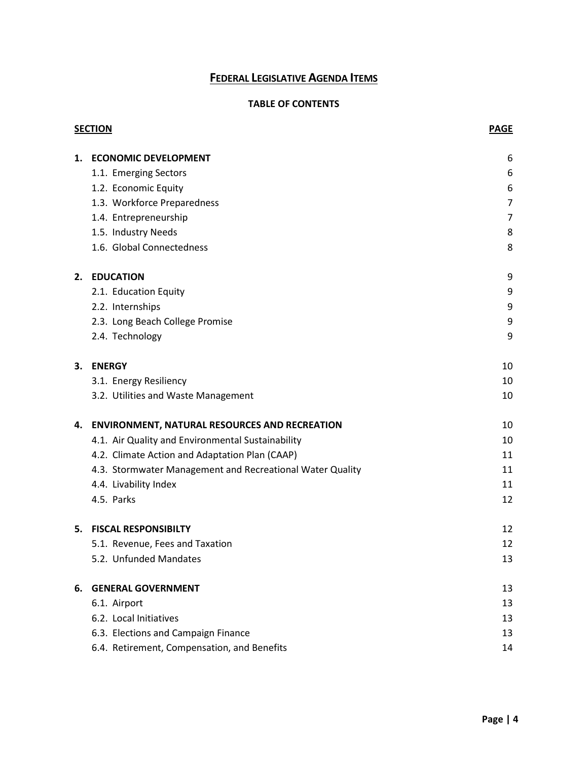# FEDERAL LEGISLATIVE AGENDA ITEMS

**TABLE OF CONTENTS**

| SECTION | PAGE |
|---|---|
| **1. ECONOMIC DEVELOPMENT** | 6 |
| 1.1. Emerging Sectors | 6 |
| 1.2. Economic Equity | 6 |
| 1.3. Workforce Preparedness | 7 |
| 1.4. Entrepreneurship | 7 |
| 1.5. Industry Needs | 8 |
| 1.6. Global Connectedness | 8 |
| **2. EDUCATION** | 9 |
| 2.1. Education Equity | 9 |
| 2.2. Internships | 9 |
| 2.3. Long Beach College Promise | 9 |
| 2.4. Technology | 9 |
| **3. ENERGY** | 10 |
| 3.1. Energy Resiliency | 10 |
| 3.2. Utilities and Waste Management | 10 |
| **4. ENVIRONMENT, NATURAL RESOURCES AND RECREATION** | 10 |
| 4.1. Air Quality and Environmental Sustainability | 10 |
| 4.2. Climate Action and Adaptation Plan (CAAP) | 11 |
| 4.3. Stormwater Management and Recreational Water Quality | 11 |
| 4.4. Livability Index | 11 |
| 4.5. Parks | 12 |
| **5. FISCAL RESPONSIBILTY** | 12 |
| 5.1. Revenue, Fees and Taxation | 12 |
| 5.2. Unfunded Mandates | 13 |
| **6. GENERAL GOVERNMENT** | 13 |
| 6.1. Airport | 13 |
| 6.2. Local Initiatives | 13 |
| 6.3. Elections and Campaign Finance | 13 |
| 6.4. Retirement, Compensation, and Benefits | 14 |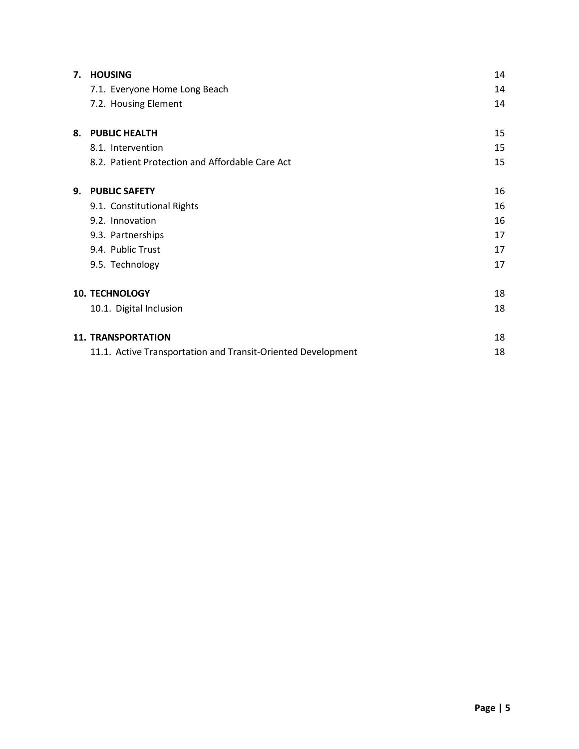| | |
|---|---|
| **7. HOUSING** | 14 |
| 7.1. Everyone Home Long Beach | 14 |
| 7.2. Housing Element | 14 |
| **8. PUBLIC HEALTH** | 15 |
| 8.1. Intervention | 15 |
| 8.2. Patient Protection and Affordable Care Act | 15 |
| **9. PUBLIC SAFETY** | 16 |
| 9.1. Constitutional Rights | 16 |
| 9.2. Innovation | 16 |
| 9.3. Partnerships | 17 |
| 9.4. Public Trust | 17 |
| 9.5. Technology | 17 |
| **10. TECHNOLOGY** | 18 |
| 10.1. Digital Inclusion | 18 |
| **11. TRANSPORTATION** | 18 |
| 11.1. Active Transportation and Transit-Oriented Development | 18 |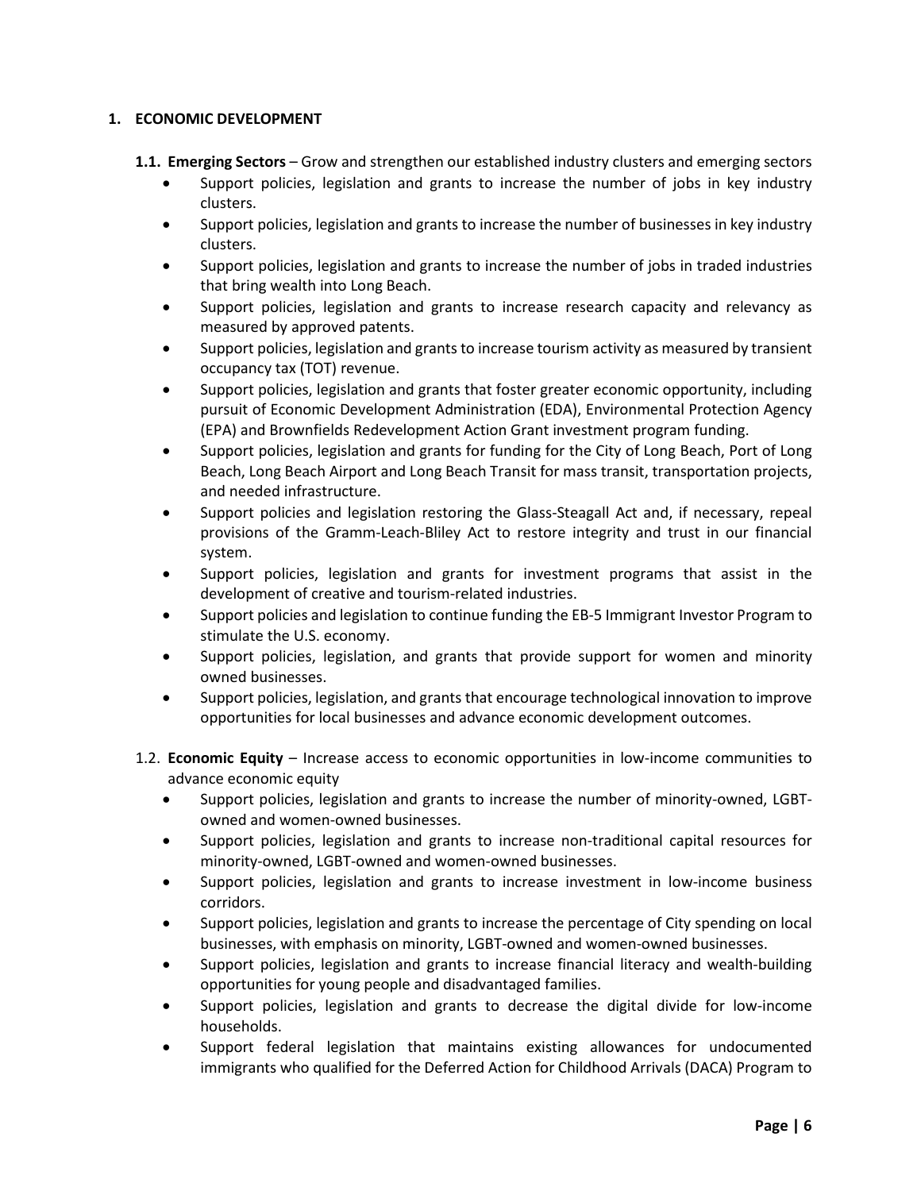## 1. ECONOMIC DEVELOPMENT

**1.1. Emerging Sectors** – Grow and strengthen our established industry clusters and emerging sectors

- Support policies, legislation and grants to increase the number of jobs in key industry clusters.
- Support policies, legislation and grants to increase the number of businesses in key industry clusters.
- Support policies, legislation and grants to increase the number of jobs in traded industries that bring wealth into Long Beach.
- Support policies, legislation and grants to increase research capacity and relevancy as measured by approved patents.
- Support policies, legislation and grants to increase tourism activity as measured by transient occupancy tax (TOT) revenue.
- Support policies, legislation and grants that foster greater economic opportunity, including pursuit of Economic Development Administration (EDA), Environmental Protection Agency (EPA) and Brownfields Redevelopment Action Grant investment program funding.
- Support policies, legislation and grants for funding for the City of Long Beach, Port of Long Beach, Long Beach Airport and Long Beach Transit for mass transit, transportation projects, and needed infrastructure.
- Support policies and legislation restoring the Glass-Steagall Act and, if necessary, repeal provisions of the Gramm-Leach-Bliley Act to restore integrity and trust in our financial system.
- Support policies, legislation and grants for investment programs that assist in the development of creative and tourism-related industries.
- Support policies and legislation to continue funding the EB-5 Immigrant Investor Program to stimulate the U.S. economy.
- Support policies, legislation, and grants that provide support for women and minority owned businesses.
- Support policies, legislation, and grants that encourage technological innovation to improve opportunities for local businesses and advance economic development outcomes.

1.2. **Economic Equity** – Increase access to economic opportunities in low-income communities to advance economic equity

- Support policies, legislation and grants to increase the number of minority-owned, LGBT-owned and women-owned businesses.
- Support policies, legislation and grants to increase non-traditional capital resources for minority-owned, LGBT-owned and women-owned businesses.
- Support policies, legislation and grants to increase investment in low-income business corridors.
- Support policies, legislation and grants to increase the percentage of City spending on local businesses, with emphasis on minority, LGBT-owned and women-owned businesses.
- Support policies, legislation and grants to increase financial literacy and wealth-building opportunities for young people and disadvantaged families.
- Support policies, legislation and grants to decrease the digital divide for low-income households.
- Support federal legislation that maintains existing allowances for undocumented immigrants who qualified for the Deferred Action for Childhood Arrivals (DACA) Program to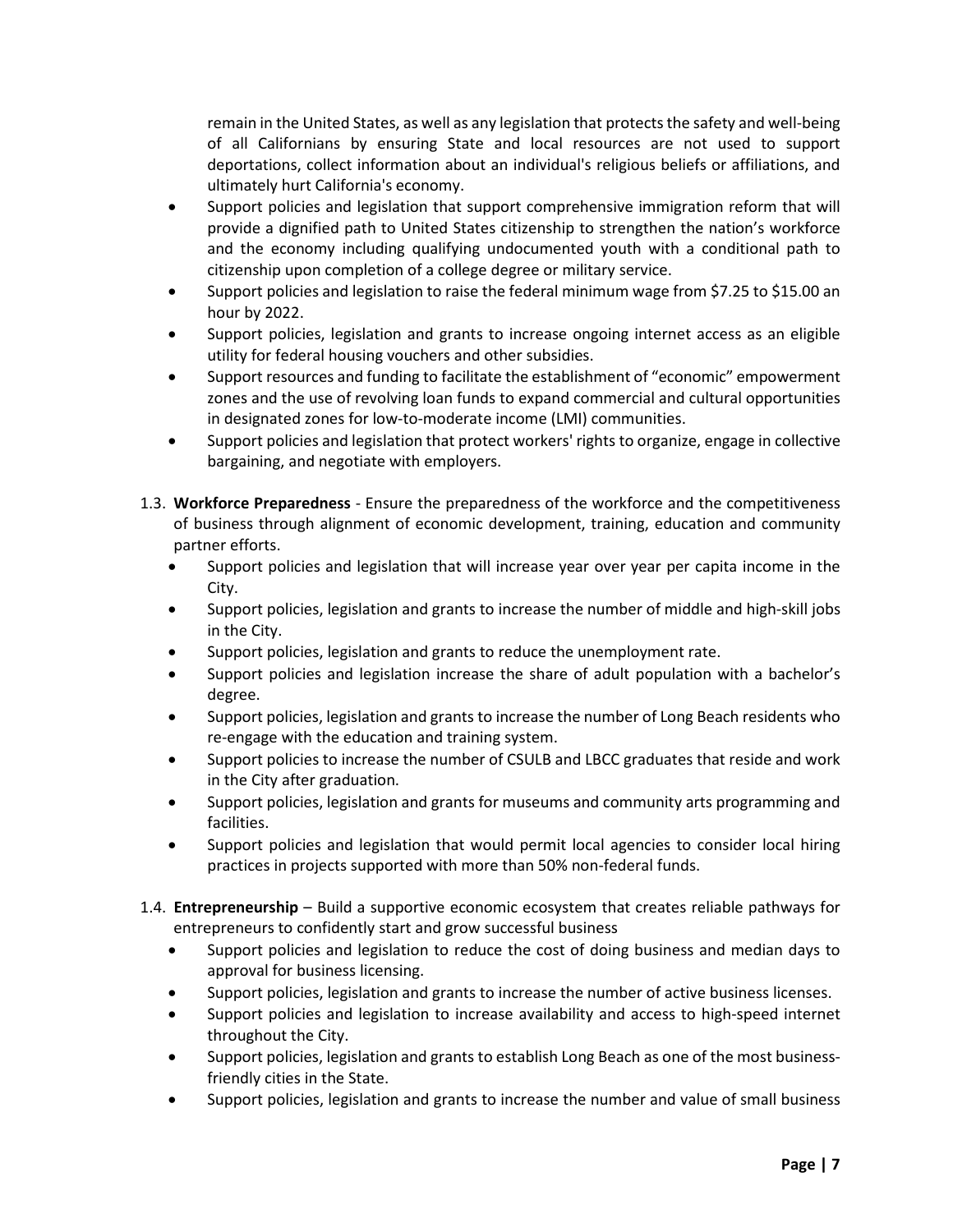remain in the United States, as well as any legislation that protects the safety and well-being of all Californians by ensuring State and local resources are not used to support deportations, collect information about an individual's religious beliefs or affiliations, and ultimately hurt California's economy.

- Support policies and legislation that support comprehensive immigration reform that will provide a dignified path to United States citizenship to strengthen the nation's workforce and the economy including qualifying undocumented youth with a conditional path to citizenship upon completion of a college degree or military service.
- Support policies and legislation to raise the federal minimum wage from $7.25 to $15.00 an hour by 2022.
- Support policies, legislation and grants to increase ongoing internet access as an eligible utility for federal housing vouchers and other subsidies.
- Support resources and funding to facilitate the establishment of "economic" empowerment zones and the use of revolving loan funds to expand commercial and cultural opportunities in designated zones for low-to-moderate income (LMI) communities.
- Support policies and legislation that protect workers' rights to organize, engage in collective bargaining, and negotiate with employers.

1.3. **Workforce Preparedness** - Ensure the preparedness of the workforce and the competitiveness of business through alignment of economic development, training, education and community partner efforts.

- Support policies and legislation that will increase year over year per capita income in the City.
- Support policies, legislation and grants to increase the number of middle and high-skill jobs in the City.
- Support policies, legislation and grants to reduce the unemployment rate.
- Support policies and legislation increase the share of adult population with a bachelor's degree.
- Support policies, legislation and grants to increase the number of Long Beach residents who re-engage with the education and training system.
- Support policies to increase the number of CSULB and LBCC graduates that reside and work in the City after graduation.
- Support policies, legislation and grants for museums and community arts programming and facilities.
- Support policies and legislation that would permit local agencies to consider local hiring practices in projects supported with more than 50% non-federal funds.

1.4. **Entrepreneurship** – Build a supportive economic ecosystem that creates reliable pathways for entrepreneurs to confidently start and grow successful business

- Support policies and legislation to reduce the cost of doing business and median days to approval for business licensing.
- Support policies, legislation and grants to increase the number of active business licenses.
- Support policies and legislation to increase availability and access to high-speed internet throughout the City.
- Support policies, legislation and grants to establish Long Beach as one of the most business-friendly cities in the State.
- Support policies, legislation and grants to increase the number and value of small business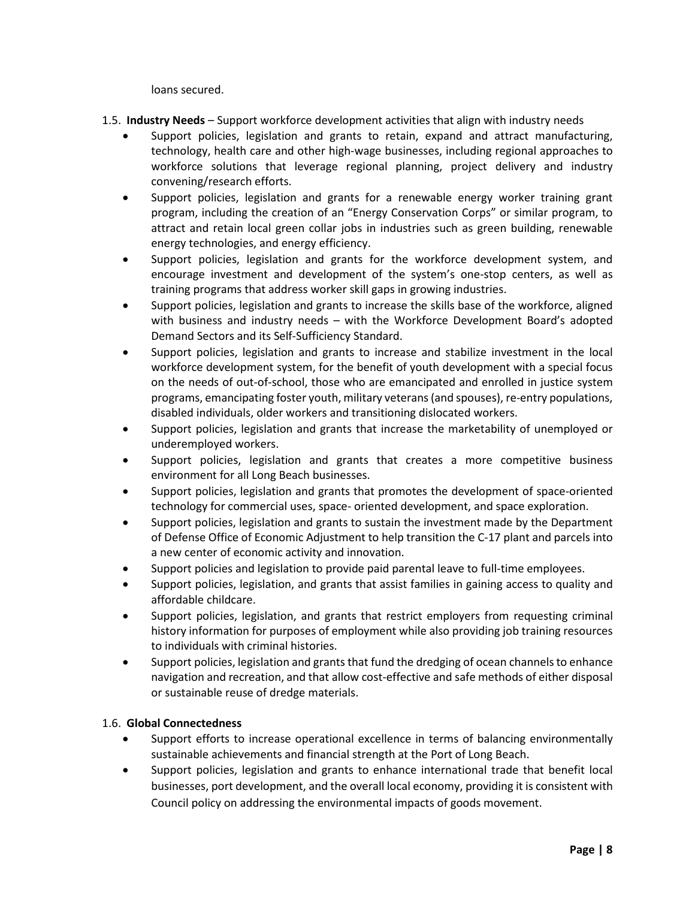loans secured.

1.5. **Industry Needs** – Support workforce development activities that align with industry needs

- Support policies, legislation and grants to retain, expand and attract manufacturing, technology, health care and other high-wage businesses, including regional approaches to workforce solutions that leverage regional planning, project delivery and industry convening/research efforts.
- Support policies, legislation and grants for a renewable energy worker training grant program, including the creation of an "Energy Conservation Corps" or similar program, to attract and retain local green collar jobs in industries such as green building, renewable energy technologies, and energy efficiency.
- Support policies, legislation and grants for the workforce development system, and encourage investment and development of the system's one-stop centers, as well as training programs that address worker skill gaps in growing industries.
- Support policies, legislation and grants to increase the skills base of the workforce, aligned with business and industry needs – with the Workforce Development Board's adopted Demand Sectors and its Self-Sufficiency Standard.
- Support policies, legislation and grants to increase and stabilize investment in the local workforce development system, for the benefit of youth development with a special focus on the needs of out-of-school, those who are emancipated and enrolled in justice system programs, emancipating foster youth, military veterans (and spouses), re-entry populations, disabled individuals, older workers and transitioning dislocated workers.
- Support policies, legislation and grants that increase the marketability of unemployed or underemployed workers.
- Support policies, legislation and grants that creates a more competitive business environment for all Long Beach businesses.
- Support policies, legislation and grants that promotes the development of space-oriented technology for commercial uses, space- oriented development, and space exploration.
- Support policies, legislation and grants to sustain the investment made by the Department of Defense Office of Economic Adjustment to help transition the C-17 plant and parcels into a new center of economic activity and innovation.
- Support policies and legislation to provide paid parental leave to full-time employees.
- Support policies, legislation, and grants that assist families in gaining access to quality and affordable childcare.
- Support policies, legislation, and grants that restrict employers from requesting criminal history information for purposes of employment while also providing job training resources to individuals with criminal histories.
- Support policies, legislation and grants that fund the dredging of ocean channels to enhance navigation and recreation, and that allow cost-effective and safe methods of either disposal or sustainable reuse of dredge materials.

1.6. **Global Connectedness**

- Support efforts to increase operational excellence in terms of balancing environmentally sustainable achievements and financial strength at the Port of Long Beach.
- Support policies, legislation and grants to enhance international trade that benefit local businesses, port development, and the overall local economy, providing it is consistent with Council policy on addressing the environmental impacts of goods movement.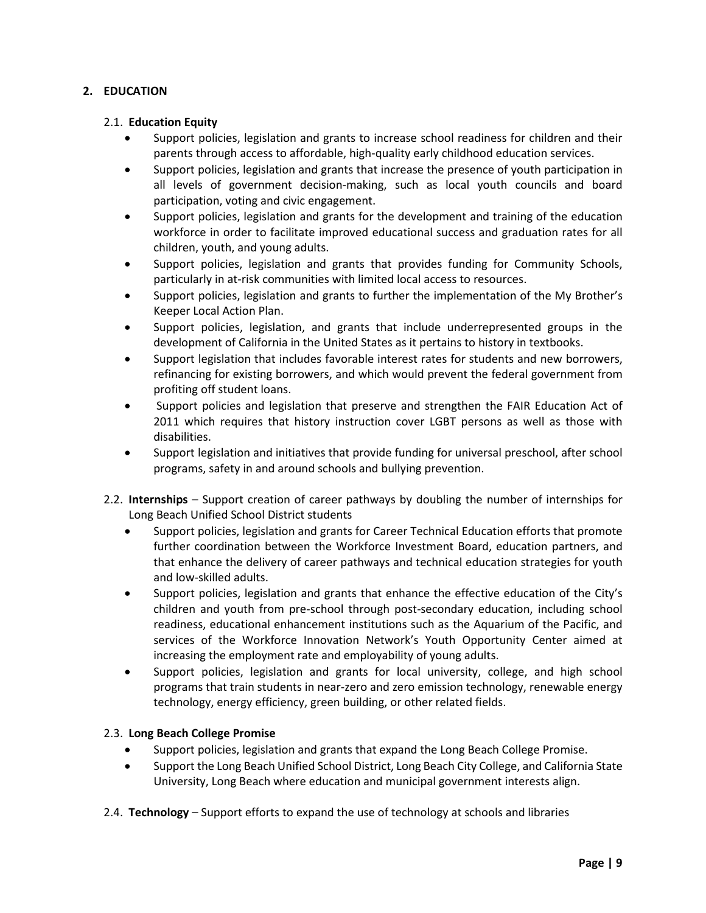## 2. EDUCATION

### 2.1. **Education Equity**

- Support policies, legislation and grants to increase school readiness for children and their parents through access to affordable, high-quality early childhood education services.
- Support policies, legislation and grants that increase the presence of youth participation in all levels of government decision-making, such as local youth councils and board participation, voting and civic engagement.
- Support policies, legislation and grants for the development and training of the education workforce in order to facilitate improved educational success and graduation rates for all children, youth, and young adults.
- Support policies, legislation and grants that provides funding for Community Schools, particularly in at-risk communities with limited local access to resources.
- Support policies, legislation and grants to further the implementation of the My Brother's Keeper Local Action Plan.
- Support policies, legislation, and grants that include underrepresented groups in the development of California in the United States as it pertains to history in textbooks.
- Support legislation that includes favorable interest rates for students and new borrowers, refinancing for existing borrowers, and which would prevent the federal government from profiting off student loans.
- Support policies and legislation that preserve and strengthen the FAIR Education Act of 2011 which requires that history instruction cover LGBT persons as well as those with disabilities.
- Support legislation and initiatives that provide funding for universal preschool, after school programs, safety in and around schools and bullying prevention.

### 2.2. **Internships** – Support creation of career pathways by doubling the number of internships for Long Beach Unified School District students

- Support policies, legislation and grants for Career Technical Education efforts that promote further coordination between the Workforce Investment Board, education partners, and that enhance the delivery of career pathways and technical education strategies for youth and low-skilled adults.
- Support policies, legislation and grants that enhance the effective education of the City's children and youth from pre-school through post-secondary education, including school readiness, educational enhancement institutions such as the Aquarium of the Pacific, and services of the Workforce Innovation Network's Youth Opportunity Center aimed at increasing the employment rate and employability of young adults.
- Support policies, legislation and grants for local university, college, and high school programs that train students in near-zero and zero emission technology, renewable energy technology, energy efficiency, green building, or other related fields.

### 2.3. **Long Beach College Promise**

- Support policies, legislation and grants that expand the Long Beach College Promise.
- Support the Long Beach Unified School District, Long Beach City College, and California State University, Long Beach where education and municipal government interests align.

### 2.4. **Technology** – Support efforts to expand the use of technology at schools and libraries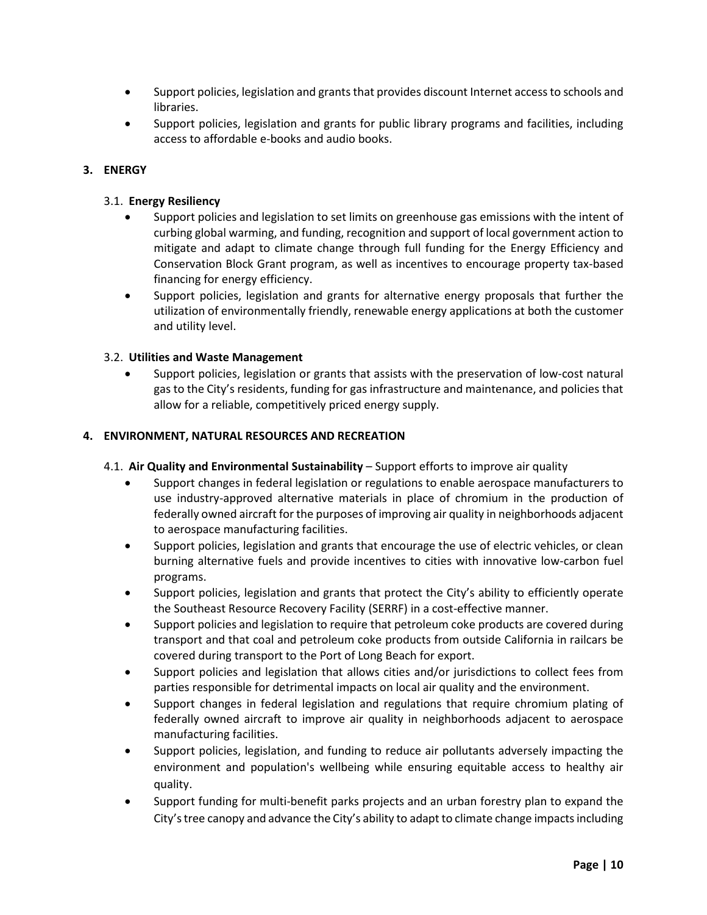- Support policies, legislation and grants that provides discount Internet access to schools and libraries.
- Support policies, legislation and grants for public library programs and facilities, including access to affordable e-books and audio books.

## 3. ENERGY

### 3.1. Energy Resiliency

- Support policies and legislation to set limits on greenhouse gas emissions with the intent of curbing global warming, and funding, recognition and support of local government action to mitigate and adapt to climate change through full funding for the Energy Efficiency and Conservation Block Grant program, as well as incentives to encourage property tax-based financing for energy efficiency.
- Support policies, legislation and grants for alternative energy proposals that further the utilization of environmentally friendly, renewable energy applications at both the customer and utility level.

### 3.2. Utilities and Waste Management

- Support policies, legislation or grants that assists with the preservation of low-cost natural gas to the City's residents, funding for gas infrastructure and maintenance, and policies that allow for a reliable, competitively priced energy supply.

## 4. ENVIRONMENT, NATURAL RESOURCES AND RECREATION

### 4.1. **Air Quality and Environmental Sustainability** – Support efforts to improve air quality

- Support changes in federal legislation or regulations to enable aerospace manufacturers to use industry-approved alternative materials in place of chromium in the production of federally owned aircraft for the purposes of improving air quality in neighborhoods adjacent to aerospace manufacturing facilities.
- Support policies, legislation and grants that encourage the use of electric vehicles, or clean burning alternative fuels and provide incentives to cities with innovative low-carbon fuel programs.
- Support policies, legislation and grants that protect the City's ability to efficiently operate the Southeast Resource Recovery Facility (SERRF) in a cost-effective manner.
- Support policies and legislation to require that petroleum coke products are covered during transport and that coal and petroleum coke products from outside California in railcars be covered during transport to the Port of Long Beach for export.
- Support policies and legislation that allows cities and/or jurisdictions to collect fees from parties responsible for detrimental impacts on local air quality and the environment.
- Support changes in federal legislation and regulations that require chromium plating of federally owned aircraft to improve air quality in neighborhoods adjacent to aerospace manufacturing facilities.
- Support policies, legislation, and funding to reduce air pollutants adversely impacting the environment and population's wellbeing while ensuring equitable access to healthy air quality.
- Support funding for multi-benefit parks projects and an urban forestry plan to expand the City's tree canopy and advance the City's ability to adapt to climate change impacts including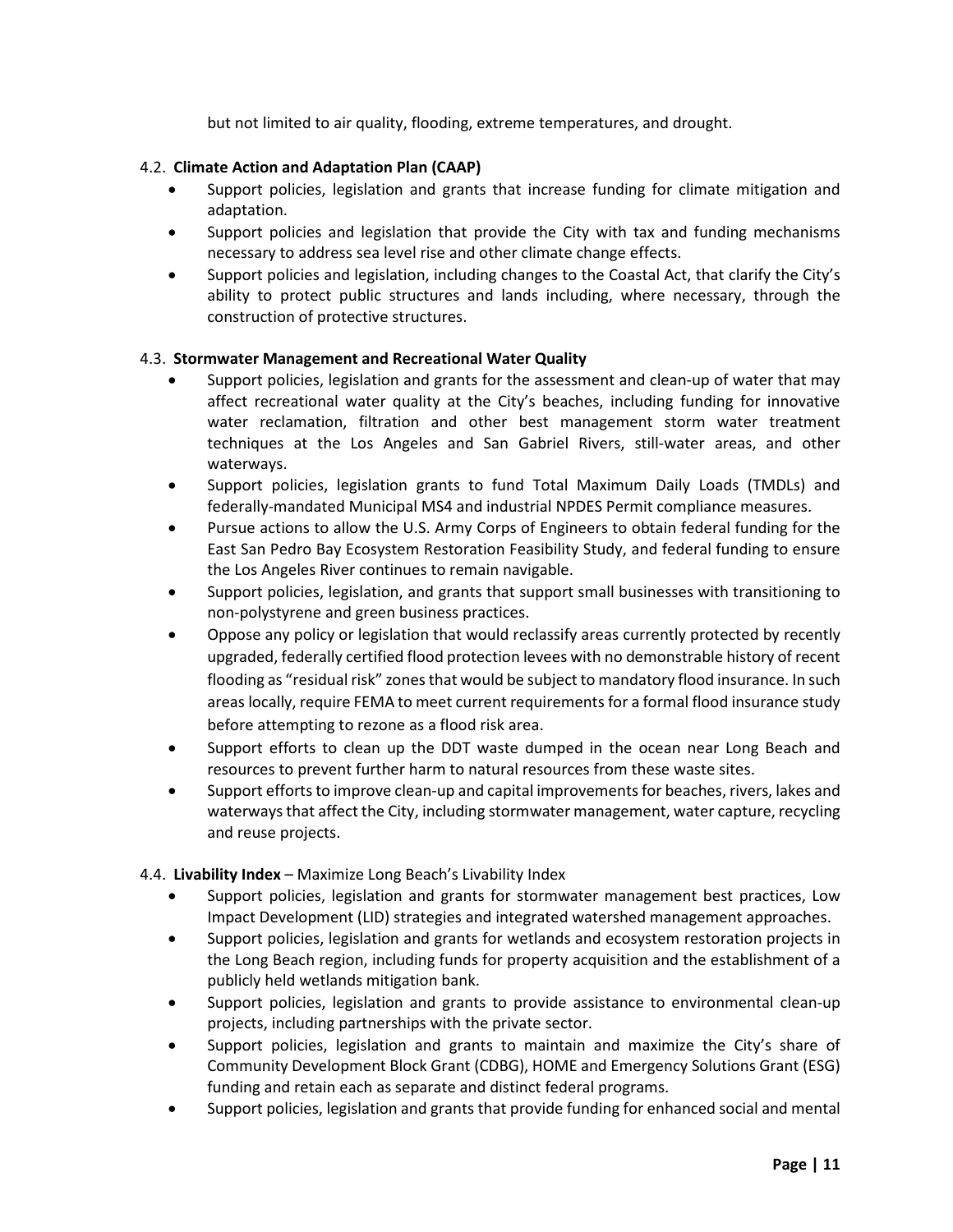but not limited to air quality, flooding, extreme temperatures, and drought.

4.2. **Climate Action and Adaptation Plan (CAAP)**

- Support policies, legislation and grants that increase funding for climate mitigation and adaptation.
- Support policies and legislation that provide the City with tax and funding mechanisms necessary to address sea level rise and other climate change effects.
- Support policies and legislation, including changes to the Coastal Act, that clarify the City's ability to protect public structures and lands including, where necessary, through the construction of protective structures.

4.3. **Stormwater Management and Recreational Water Quality**

- Support policies, legislation and grants for the assessment and clean-up of water that may affect recreational water quality at the City's beaches, including funding for innovative water reclamation, filtration and other best management storm water treatment techniques at the Los Angeles and San Gabriel Rivers, still-water areas, and other waterways.
- Support policies, legislation grants to fund Total Maximum Daily Loads (TMDLs) and federally-mandated Municipal MS4 and industrial NPDES Permit compliance measures.
- Pursue actions to allow the U.S. Army Corps of Engineers to obtain federal funding for the East San Pedro Bay Ecosystem Restoration Feasibility Study, and federal funding to ensure the Los Angeles River continues to remain navigable.
- Support policies, legislation, and grants that support small businesses with transitioning to non-polystyrene and green business practices.
- Oppose any policy or legislation that would reclassify areas currently protected by recently upgraded, federally certified flood protection levees with no demonstrable history of recent flooding as "residual risk" zones that would be subject to mandatory flood insurance. In such areas locally, require FEMA to meet current requirements for a formal flood insurance study before attempting to rezone as a flood risk area.
- Support efforts to clean up the DDT waste dumped in the ocean near Long Beach and resources to prevent further harm to natural resources from these waste sites.
- Support efforts to improve clean-up and capital improvements for beaches, rivers, lakes and waterways that affect the City, including stormwater management, water capture, recycling and reuse projects.

4.4. **Livability Index** – Maximize Long Beach's Livability Index

- Support policies, legislation and grants for stormwater management best practices, Low Impact Development (LID) strategies and integrated watershed management approaches.
- Support policies, legislation and grants for wetlands and ecosystem restoration projects in the Long Beach region, including funds for property acquisition and the establishment of a publicly held wetlands mitigation bank.
- Support policies, legislation and grants to provide assistance to environmental clean-up projects, including partnerships with the private sector.
- Support policies, legislation and grants to maintain and maximize the City's share of Community Development Block Grant (CDBG), HOME and Emergency Solutions Grant (ESG) funding and retain each as separate and distinct federal programs.
- Support policies, legislation and grants that provide funding for enhanced social and mental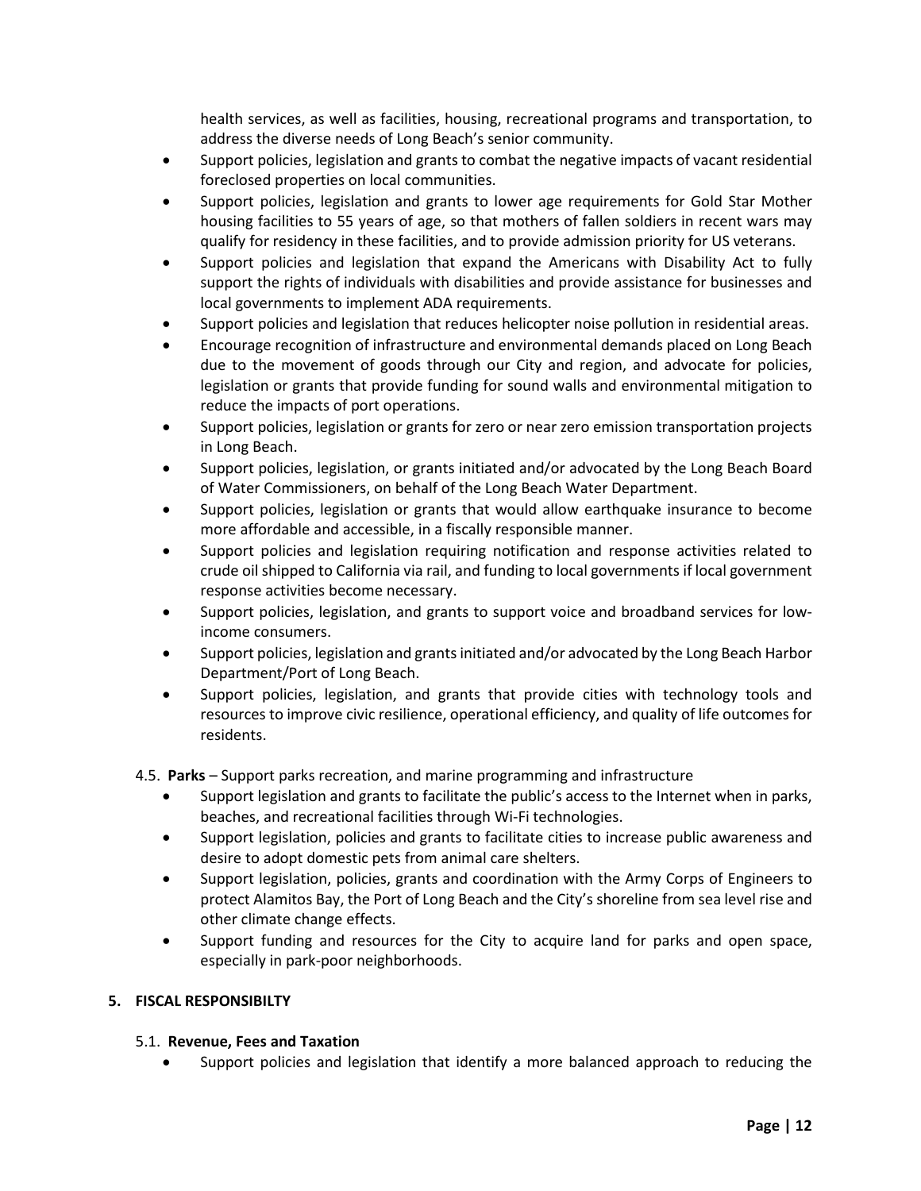health services, as well as facilities, housing, recreational programs and transportation, to address the diverse needs of Long Beach's senior community.

- Support policies, legislation and grants to combat the negative impacts of vacant residential foreclosed properties on local communities.
- Support policies, legislation and grants to lower age requirements for Gold Star Mother housing facilities to 55 years of age, so that mothers of fallen soldiers in recent wars may qualify for residency in these facilities, and to provide admission priority for US veterans.
- Support policies and legislation that expand the Americans with Disability Act to fully support the rights of individuals with disabilities and provide assistance for businesses and local governments to implement ADA requirements.
- Support policies and legislation that reduces helicopter noise pollution in residential areas.
- Encourage recognition of infrastructure and environmental demands placed on Long Beach due to the movement of goods through our City and region, and advocate for policies, legislation or grants that provide funding for sound walls and environmental mitigation to reduce the impacts of port operations.
- Support policies, legislation or grants for zero or near zero emission transportation projects in Long Beach.
- Support policies, legislation, or grants initiated and/or advocated by the Long Beach Board of Water Commissioners, on behalf of the Long Beach Water Department.
- Support policies, legislation or grants that would allow earthquake insurance to become more affordable and accessible, in a fiscally responsible manner.
- Support policies and legislation requiring notification and response activities related to crude oil shipped to California via rail, and funding to local governments if local government response activities become necessary.
- Support policies, legislation, and grants to support voice and broadband services for low-income consumers.
- Support policies, legislation and grants initiated and/or advocated by the Long Beach Harbor Department/Port of Long Beach.
- Support policies, legislation, and grants that provide cities with technology tools and resources to improve civic resilience, operational efficiency, and quality of life outcomes for residents.

4.5. **Parks** – Support parks recreation, and marine programming and infrastructure

- Support legislation and grants to facilitate the public's access to the Internet when in parks, beaches, and recreational facilities through Wi-Fi technologies.
- Support legislation, policies and grants to facilitate cities to increase public awareness and desire to adopt domestic pets from animal care shelters.
- Support legislation, policies, grants and coordination with the Army Corps of Engineers to protect Alamitos Bay, the Port of Long Beach and the City's shoreline from sea level rise and other climate change effects.
- Support funding and resources for the City to acquire land for parks and open space, especially in park-poor neighborhoods.

## 5. FISCAL RESPONSIBILTY

### 5.1. Revenue, Fees and Taxation

- Support policies and legislation that identify a more balanced approach to reducing the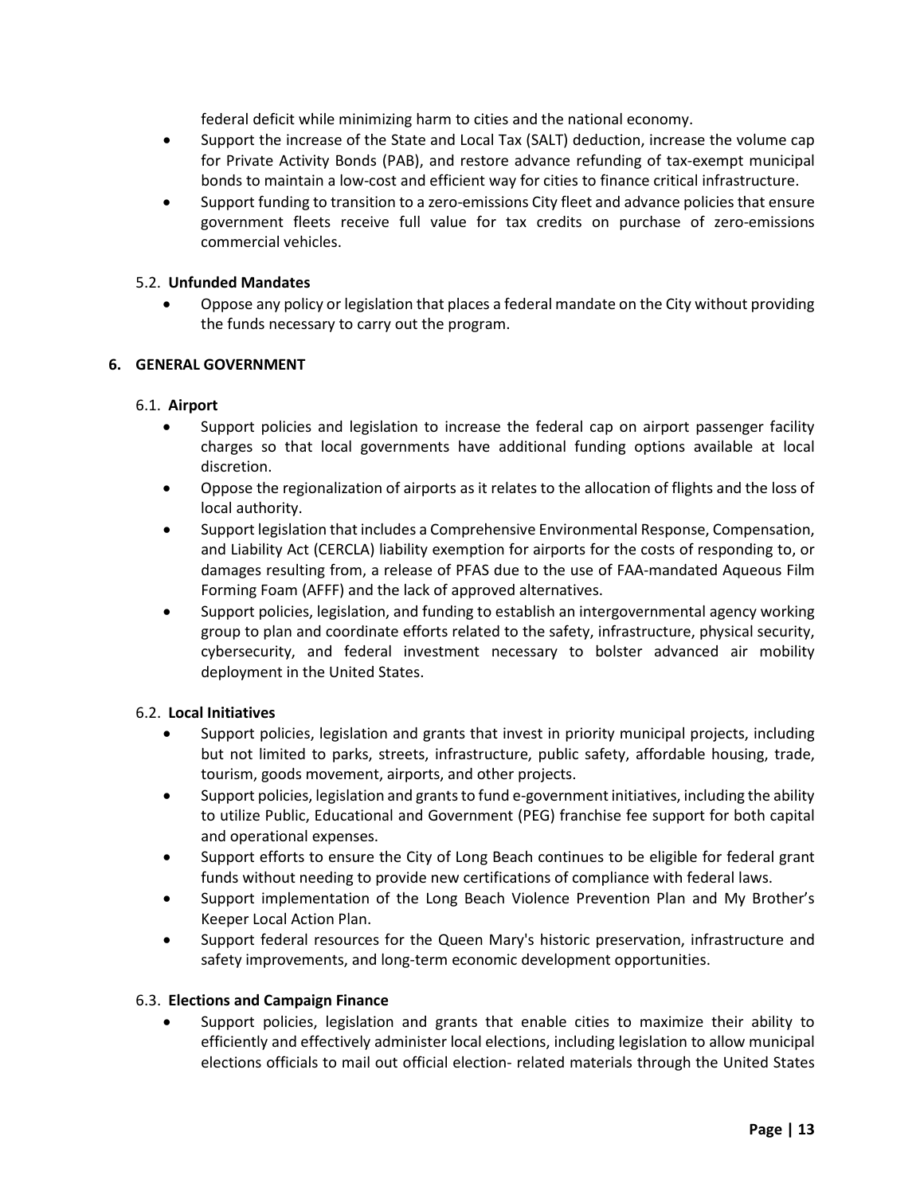federal deficit while minimizing harm to cities and the national economy.

- Support the increase of the State and Local Tax (SALT) deduction, increase the volume cap for Private Activity Bonds (PAB), and restore advance refunding of tax-exempt municipal bonds to maintain a low-cost and efficient way for cities to finance critical infrastructure.
- Support funding to transition to a zero-emissions City fleet and advance policies that ensure government fleets receive full value for tax credits on purchase of zero-emissions commercial vehicles.

### 5.2. Unfunded Mandates

- Oppose any policy or legislation that places a federal mandate on the City without providing the funds necessary to carry out the program.

## 6. GENERAL GOVERNMENT

### 6.1. Airport

- Support policies and legislation to increase the federal cap on airport passenger facility charges so that local governments have additional funding options available at local discretion.
- Oppose the regionalization of airports as it relates to the allocation of flights and the loss of local authority.
- Support legislation that includes a Comprehensive Environmental Response, Compensation, and Liability Act (CERCLA) liability exemption for airports for the costs of responding to, or damages resulting from, a release of PFAS due to the use of FAA-mandated Aqueous Film Forming Foam (AFFF) and the lack of approved alternatives.
- Support policies, legislation, and funding to establish an intergovernmental agency working group to plan and coordinate efforts related to the safety, infrastructure, physical security, cybersecurity, and federal investment necessary to bolster advanced air mobility deployment in the United States.

### 6.2. Local Initiatives

- Support policies, legislation and grants that invest in priority municipal projects, including but not limited to parks, streets, infrastructure, public safety, affordable housing, trade, tourism, goods movement, airports, and other projects.
- Support policies, legislation and grants to fund e-government initiatives, including the ability to utilize Public, Educational and Government (PEG) franchise fee support for both capital and operational expenses.
- Support efforts to ensure the City of Long Beach continues to be eligible for federal grant funds without needing to provide new certifications of compliance with federal laws.
- Support implementation of the Long Beach Violence Prevention Plan and My Brother's Keeper Local Action Plan.
- Support federal resources for the Queen Mary's historic preservation, infrastructure and safety improvements, and long-term economic development opportunities.

### 6.3. Elections and Campaign Finance

- Support policies, legislation and grants that enable cities to maximize their ability to efficiently and effectively administer local elections, including legislation to allow municipal elections officials to mail out official election- related materials through the United States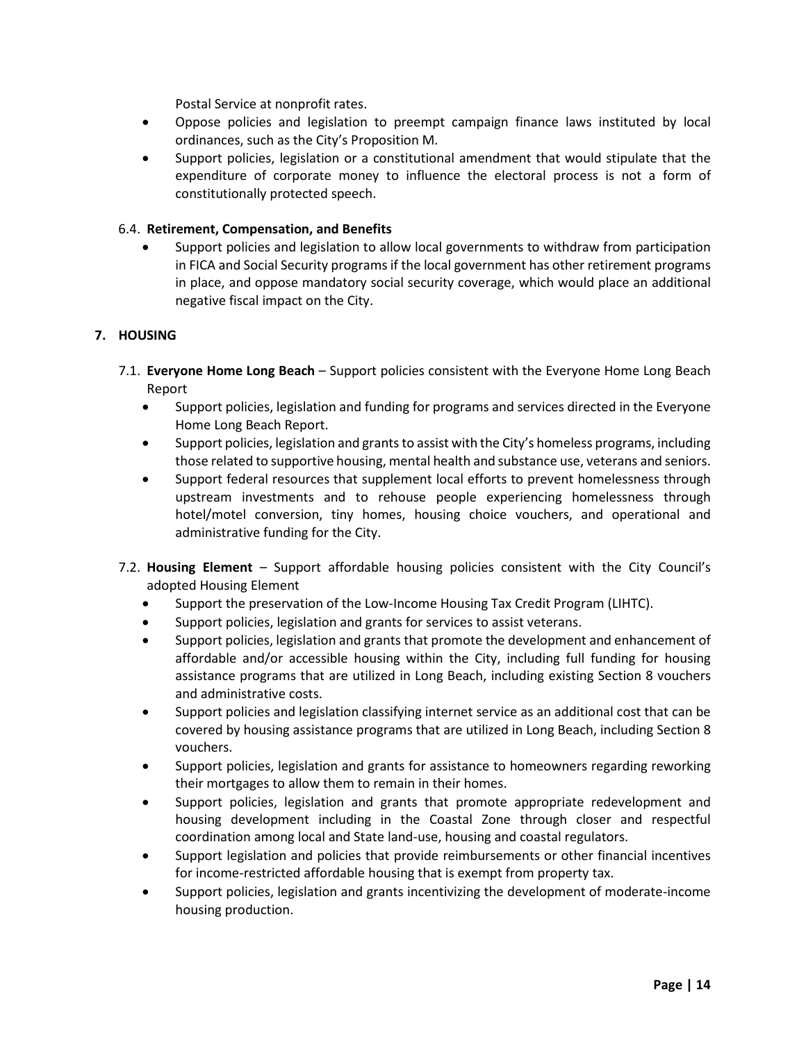Postal Service at nonprofit rates.

- Oppose policies and legislation to preempt campaign finance laws instituted by local ordinances, such as the City's Proposition M.
- Support policies, legislation or a constitutional amendment that would stipulate that the expenditure of corporate money to influence the electoral process is not a form of constitutionally protected speech.

### 6.4. **Retirement, Compensation, and Benefits**

- Support policies and legislation to allow local governments to withdraw from participation in FICA and Social Security programs if the local government has other retirement programs in place, and oppose mandatory social security coverage, which would place an additional negative fiscal impact on the City.

## 7. HOUSING

### 7.1. **Everyone Home Long Beach** – Support policies consistent with the Everyone Home Long Beach Report

- Support policies, legislation and funding for programs and services directed in the Everyone Home Long Beach Report.
- Support policies, legislation and grants to assist with the City's homeless programs, including those related to supportive housing, mental health and substance use, veterans and seniors.
- Support federal resources that supplement local efforts to prevent homelessness through upstream investments and to rehouse people experiencing homelessness through hotel/motel conversion, tiny homes, housing choice vouchers, and operational and administrative funding for the City.

### 7.2. **Housing Element** – Support affordable housing policies consistent with the City Council's adopted Housing Element

- Support the preservation of the Low-Income Housing Tax Credit Program (LIHTC).
- Support policies, legislation and grants for services to assist veterans.
- Support policies, legislation and grants that promote the development and enhancement of affordable and/or accessible housing within the City, including full funding for housing assistance programs that are utilized in Long Beach, including existing Section 8 vouchers and administrative costs.
- Support policies and legislation classifying internet service as an additional cost that can be covered by housing assistance programs that are utilized in Long Beach, including Section 8 vouchers.
- Support policies, legislation and grants for assistance to homeowners regarding reworking their mortgages to allow them to remain in their homes.
- Support policies, legislation and grants that promote appropriate redevelopment and housing development including in the Coastal Zone through closer and respectful coordination among local and State land-use, housing and coastal regulators.
- Support legislation and policies that provide reimbursements or other financial incentives for income-restricted affordable housing that is exempt from property tax.
- Support policies, legislation and grants incentivizing the development of moderate-income housing production.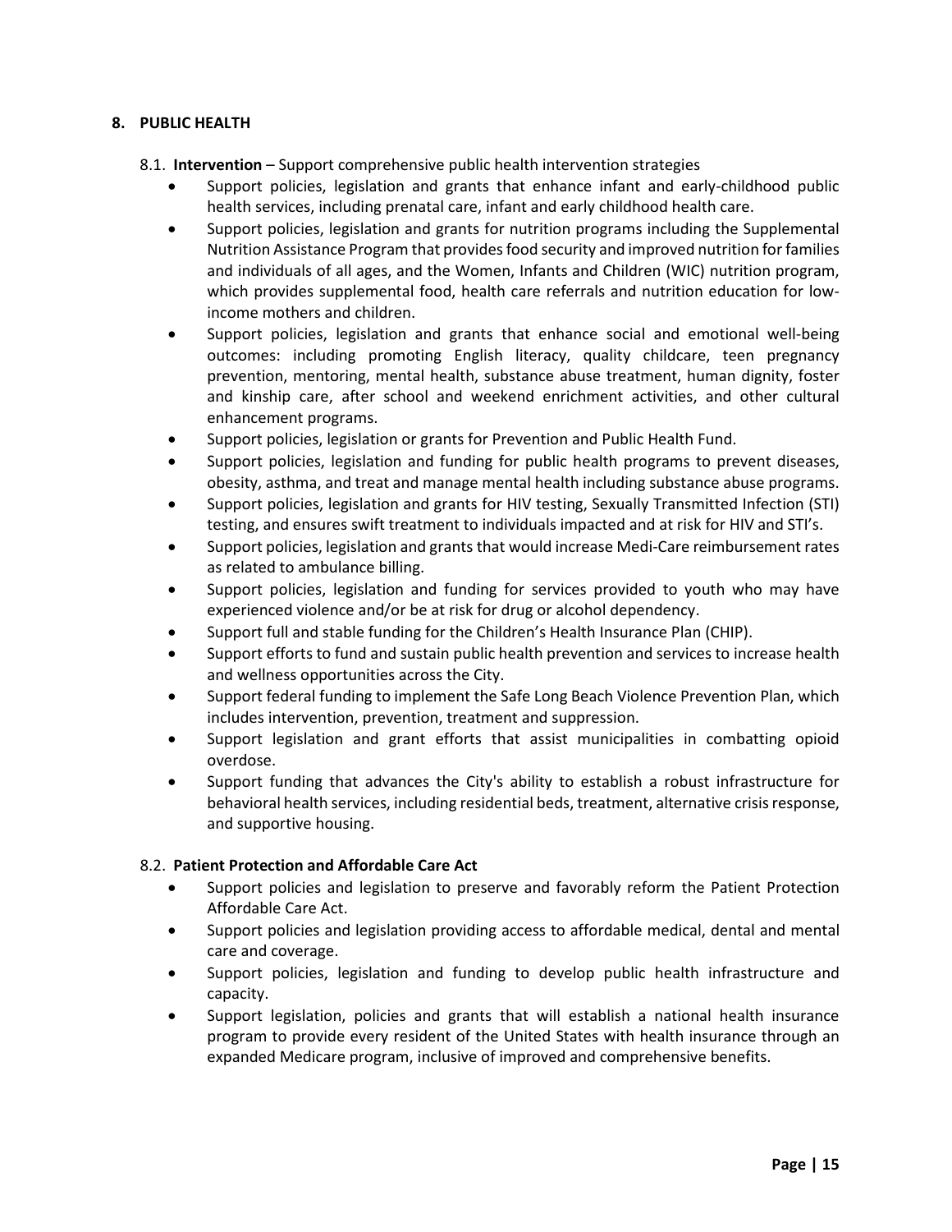## 8. PUBLIC HEALTH

8.1. **Intervention** – Support comprehensive public health intervention strategies

- Support policies, legislation and grants that enhance infant and early-childhood public health services, including prenatal care, infant and early childhood health care.
- Support policies, legislation and grants for nutrition programs including the Supplemental Nutrition Assistance Program that provides food security and improved nutrition for families and individuals of all ages, and the Women, Infants and Children (WIC) nutrition program, which provides supplemental food, health care referrals and nutrition education for low-income mothers and children.
- Support policies, legislation and grants that enhance social and emotional well-being outcomes: including promoting English literacy, quality childcare, teen pregnancy prevention, mentoring, mental health, substance abuse treatment, human dignity, foster and kinship care, after school and weekend enrichment activities, and other cultural enhancement programs.
- Support policies, legislation or grants for Prevention and Public Health Fund.
- Support policies, legislation and funding for public health programs to prevent diseases, obesity, asthma, and treat and manage mental health including substance abuse programs.
- Support policies, legislation and grants for HIV testing, Sexually Transmitted Infection (STI) testing, and ensures swift treatment to individuals impacted and at risk for HIV and STI's.
- Support policies, legislation and grants that would increase Medi-Care reimbursement rates as related to ambulance billing.
- Support policies, legislation and funding for services provided to youth who may have experienced violence and/or be at risk for drug or alcohol dependency.
- Support full and stable funding for the Children's Health Insurance Plan (CHIP).
- Support efforts to fund and sustain public health prevention and services to increase health and wellness opportunities across the City.
- Support federal funding to implement the Safe Long Beach Violence Prevention Plan, which includes intervention, prevention, treatment and suppression.
- Support legislation and grant efforts that assist municipalities in combatting opioid overdose.
- Support funding that advances the City's ability to establish a robust infrastructure for behavioral health services, including residential beds, treatment, alternative crisis response, and supportive housing.

8.2. **Patient Protection and Affordable Care Act**

- Support policies and legislation to preserve and favorably reform the Patient Protection Affordable Care Act.
- Support policies and legislation providing access to affordable medical, dental and mental care and coverage.
- Support policies, legislation and funding to develop public health infrastructure and capacity.
- Support legislation, policies and grants that will establish a national health insurance program to provide every resident of the United States with health insurance through an expanded Medicare program, inclusive of improved and comprehensive benefits.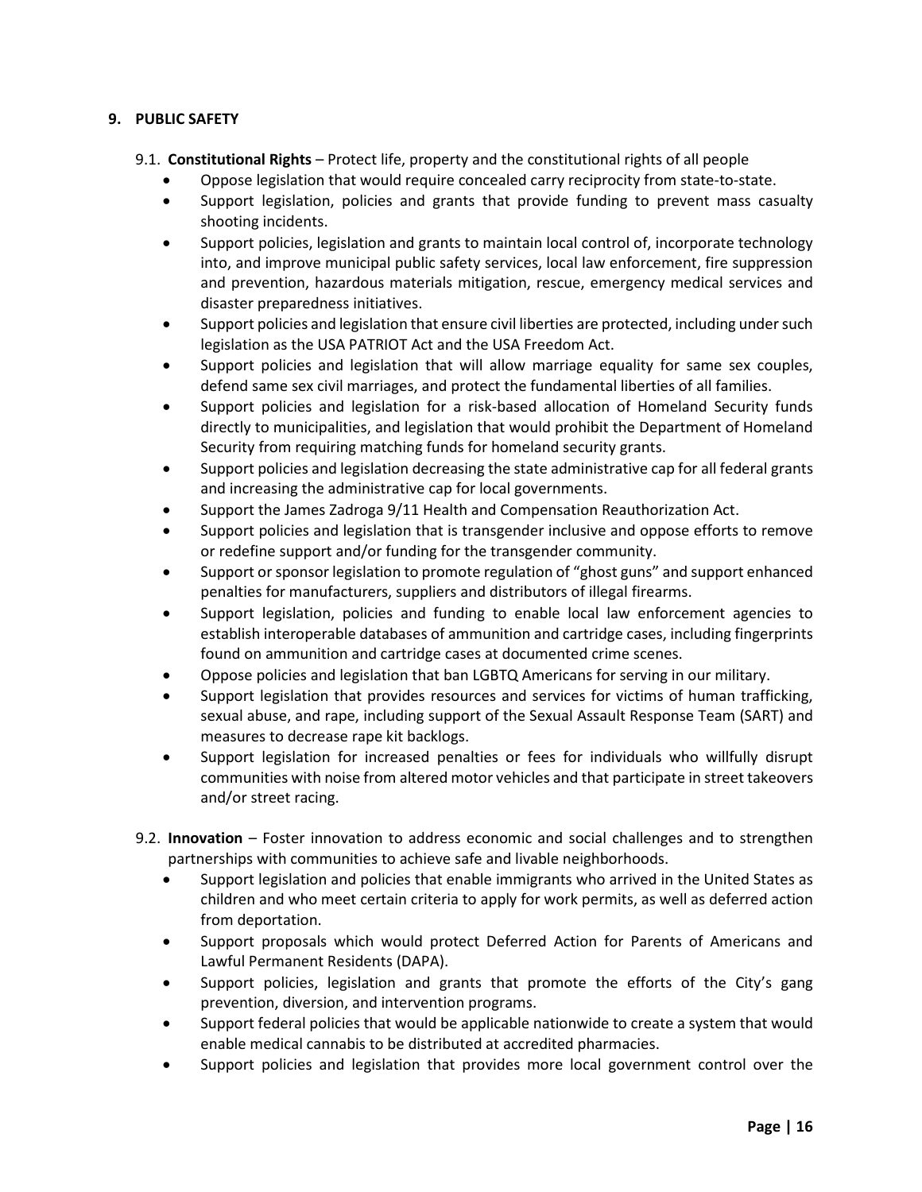**9. PUBLIC SAFETY**

9.1. **Constitutional Rights** – Protect life, property and the constitutional rights of all people

- Oppose legislation that would require concealed carry reciprocity from state-to-state.
- Support legislation, policies and grants that provide funding to prevent mass casualty shooting incidents.
- Support policies, legislation and grants to maintain local control of, incorporate technology into, and improve municipal public safety services, local law enforcement, fire suppression and prevention, hazardous materials mitigation, rescue, emergency medical services and disaster preparedness initiatives.
- Support policies and legislation that ensure civil liberties are protected, including under such legislation as the USA PATRIOT Act and the USA Freedom Act.
- Support policies and legislation that will allow marriage equality for same sex couples, defend same sex civil marriages, and protect the fundamental liberties of all families.
- Support policies and legislation for a risk-based allocation of Homeland Security funds directly to municipalities, and legislation that would prohibit the Department of Homeland Security from requiring matching funds for homeland security grants.
- Support policies and legislation decreasing the state administrative cap for all federal grants and increasing the administrative cap for local governments.
- Support the James Zadroga 9/11 Health and Compensation Reauthorization Act.
- Support policies and legislation that is transgender inclusive and oppose efforts to remove or redefine support and/or funding for the transgender community.
- Support or sponsor legislation to promote regulation of "ghost guns" and support enhanced penalties for manufacturers, suppliers and distributors of illegal firearms.
- Support legislation, policies and funding to enable local law enforcement agencies to establish interoperable databases of ammunition and cartridge cases, including fingerprints found on ammunition and cartridge cases at documented crime scenes.
- Oppose policies and legislation that ban LGBTQ Americans for serving in our military.
- Support legislation that provides resources and services for victims of human trafficking, sexual abuse, and rape, including support of the Sexual Assault Response Team (SART) and measures to decrease rape kit backlogs.
- Support legislation for increased penalties or fees for individuals who willfully disrupt communities with noise from altered motor vehicles and that participate in street takeovers and/or street racing.

9.2. **Innovation** – Foster innovation to address economic and social challenges and to strengthen partnerships with communities to achieve safe and livable neighborhoods.

- Support legislation and policies that enable immigrants who arrived in the United States as children and who meet certain criteria to apply for work permits, as well as deferred action from deportation.
- Support proposals which would protect Deferred Action for Parents of Americans and Lawful Permanent Residents (DAPA).
- Support policies, legislation and grants that promote the efforts of the City's gang prevention, diversion, and intervention programs.
- Support federal policies that would be applicable nationwide to create a system that would enable medical cannabis to be distributed at accredited pharmacies.
- Support policies and legislation that provides more local government control over the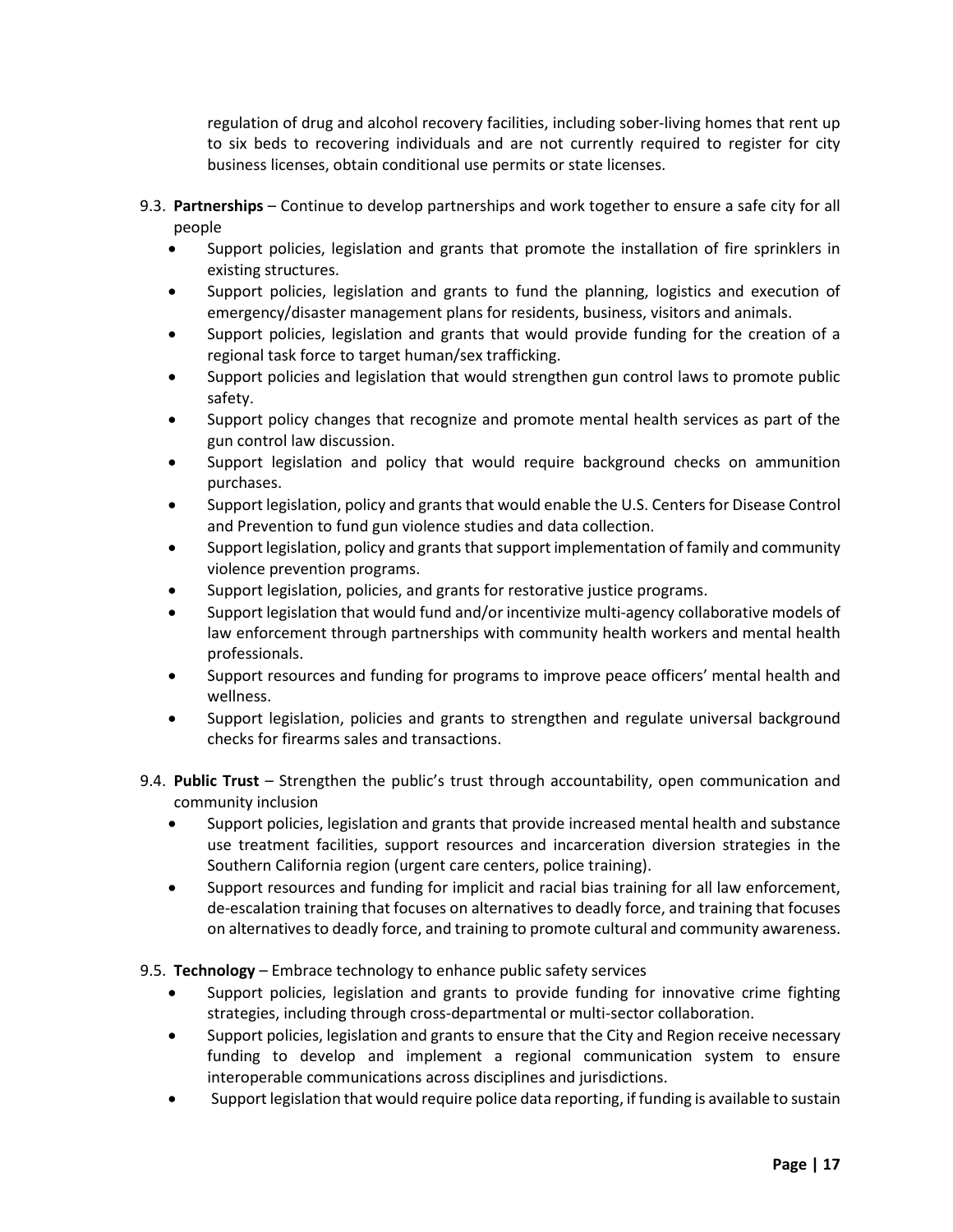regulation of drug and alcohol recovery facilities, including sober-living homes that rent up to six beds to recovering individuals and are not currently required to register for city business licenses, obtain conditional use permits or state licenses.

9.3. **Partnerships** – Continue to develop partnerships and work together to ensure a safe city for all people

- Support policies, legislation and grants that promote the installation of fire sprinklers in existing structures.
- Support policies, legislation and grants to fund the planning, logistics and execution of emergency/disaster management plans for residents, business, visitors and animals.
- Support policies, legislation and grants that would provide funding for the creation of a regional task force to target human/sex trafficking.
- Support policies and legislation that would strengthen gun control laws to promote public safety.
- Support policy changes that recognize and promote mental health services as part of the gun control law discussion.
- Support legislation and policy that would require background checks on ammunition purchases.
- Support legislation, policy and grants that would enable the U.S. Centers for Disease Control and Prevention to fund gun violence studies and data collection.
- Support legislation, policy and grants that support implementation of family and community violence prevention programs.
- Support legislation, policies, and grants for restorative justice programs.
- Support legislation that would fund and/or incentivize multi-agency collaborative models of law enforcement through partnerships with community health workers and mental health professionals.
- Support resources and funding for programs to improve peace officers' mental health and wellness.
- Support legislation, policies and grants to strengthen and regulate universal background checks for firearms sales and transactions.

9.4. **Public Trust** – Strengthen the public's trust through accountability, open communication and community inclusion

- Support policies, legislation and grants that provide increased mental health and substance use treatment facilities, support resources and incarceration diversion strategies in the Southern California region (urgent care centers, police training).
- Support resources and funding for implicit and racial bias training for all law enforcement, de-escalation training that focuses on alternatives to deadly force, and training that focuses on alternatives to deadly force, and training to promote cultural and community awareness.

9.5. **Technology** – Embrace technology to enhance public safety services

- Support policies, legislation and grants to provide funding for innovative crime fighting strategies, including through cross-departmental or multi-sector collaboration.
- Support policies, legislation and grants to ensure that the City and Region receive necessary funding to develop and implement a regional communication system to ensure interoperable communications across disciplines and jurisdictions.
- Support legislation that would require police data reporting, if funding is available to sustain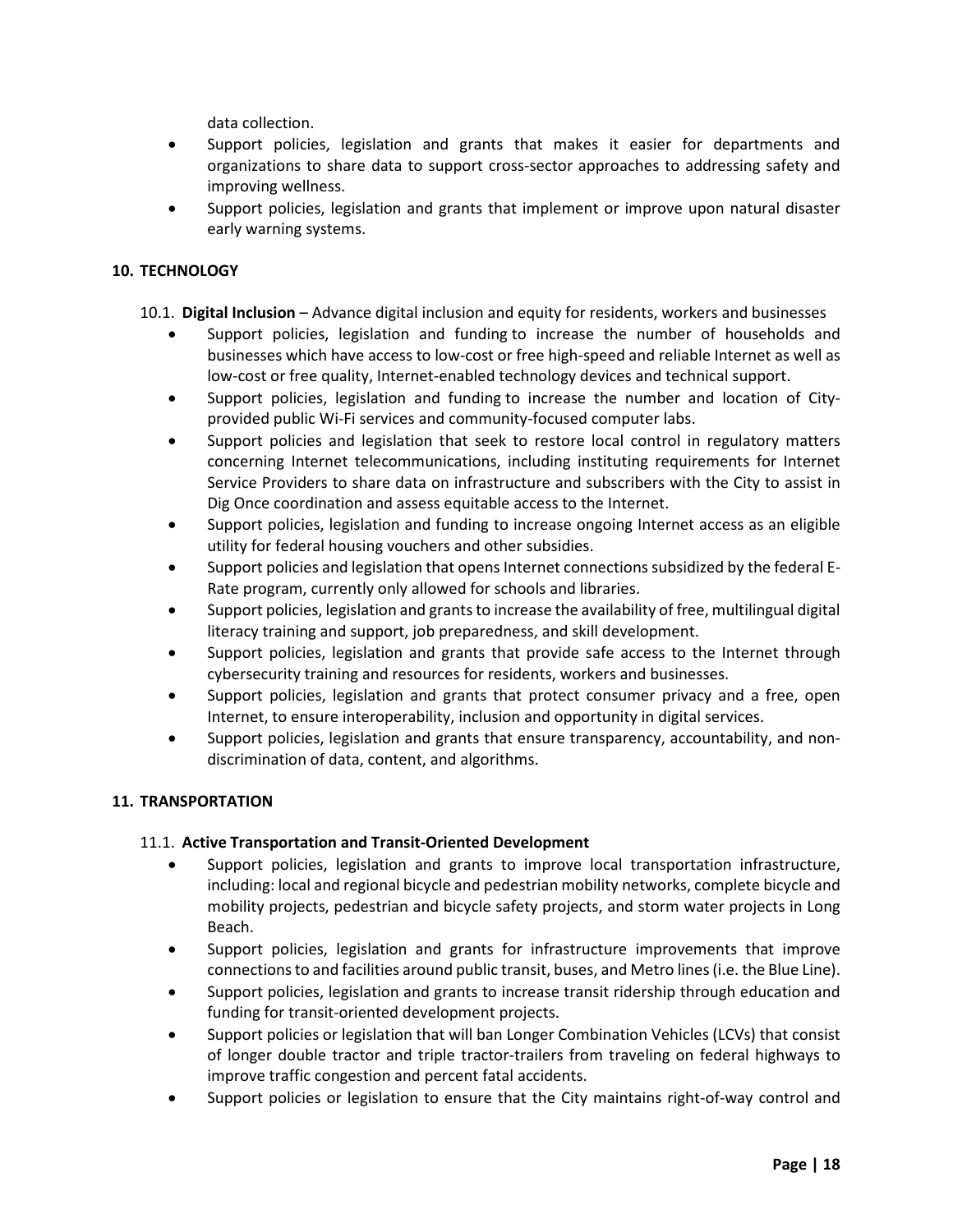data collection.

- Support policies, legislation and grants that makes it easier for departments and organizations to share data to support cross-sector approaches to addressing safety and improving wellness.
- Support policies, legislation and grants that implement or improve upon natural disaster early warning systems.

## 10. TECHNOLOGY

10.1. **Digital Inclusion** – Advance digital inclusion and equity for residents, workers and businesses

- Support policies, legislation and funding to increase the number of households and businesses which have access to low-cost or free high-speed and reliable Internet as well as low-cost or free quality, Internet-enabled technology devices and technical support.
- Support policies, legislation and funding to increase the number and location of City-provided public Wi-Fi services and community-focused computer labs.
- Support policies and legislation that seek to restore local control in regulatory matters concerning Internet telecommunications, including instituting requirements for Internet Service Providers to share data on infrastructure and subscribers with the City to assist in Dig Once coordination and assess equitable access to the Internet.
- Support policies, legislation and funding to increase ongoing Internet access as an eligible utility for federal housing vouchers and other subsidies.
- Support policies and legislation that opens Internet connections subsidized by the federal E-Rate program, currently only allowed for schools and libraries.
- Support policies, legislation and grants to increase the availability of free, multilingual digital literacy training and support, job preparedness, and skill development.
- Support policies, legislation and grants that provide safe access to the Internet through cybersecurity training and resources for residents, workers and businesses.
- Support policies, legislation and grants that protect consumer privacy and a free, open Internet, to ensure interoperability, inclusion and opportunity in digital services.
- Support policies, legislation and grants that ensure transparency, accountability, and non-discrimination of data, content, and algorithms.

## 11. TRANSPORTATION

11.1. **Active Transportation and Transit-Oriented Development**

- Support policies, legislation and grants to improve local transportation infrastructure, including: local and regional bicycle and pedestrian mobility networks, complete bicycle and mobility projects, pedestrian and bicycle safety projects, and storm water projects in Long Beach.
- Support policies, legislation and grants for infrastructure improvements that improve connections to and facilities around public transit, buses, and Metro lines (i.e. the Blue Line).
- Support policies, legislation and grants to increase transit ridership through education and funding for transit-oriented development projects.
- Support policies or legislation that will ban Longer Combination Vehicles (LCVs) that consist of longer double tractor and triple tractor-trailers from traveling on federal highways to improve traffic congestion and percent fatal accidents.
- Support policies or legislation to ensure that the City maintains right-of-way control and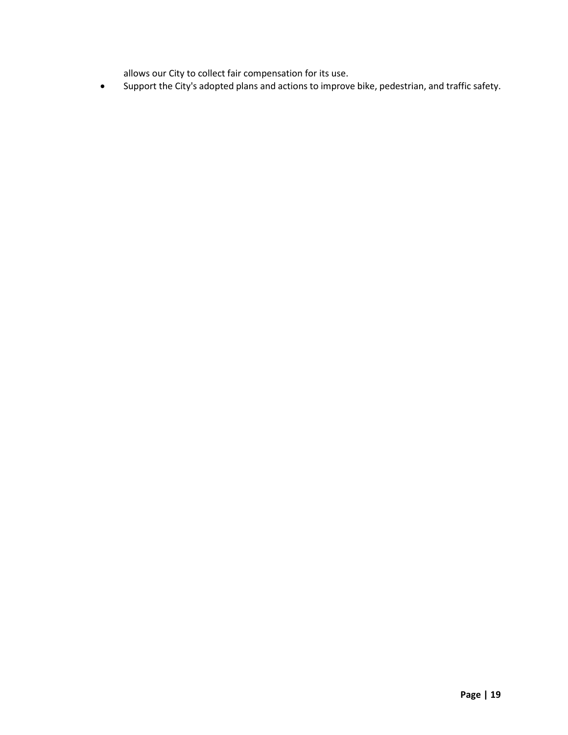allows our City to collect fair compensation for its use.

- Support the City's adopted plans and actions to improve bike, pedestrian, and traffic safety.